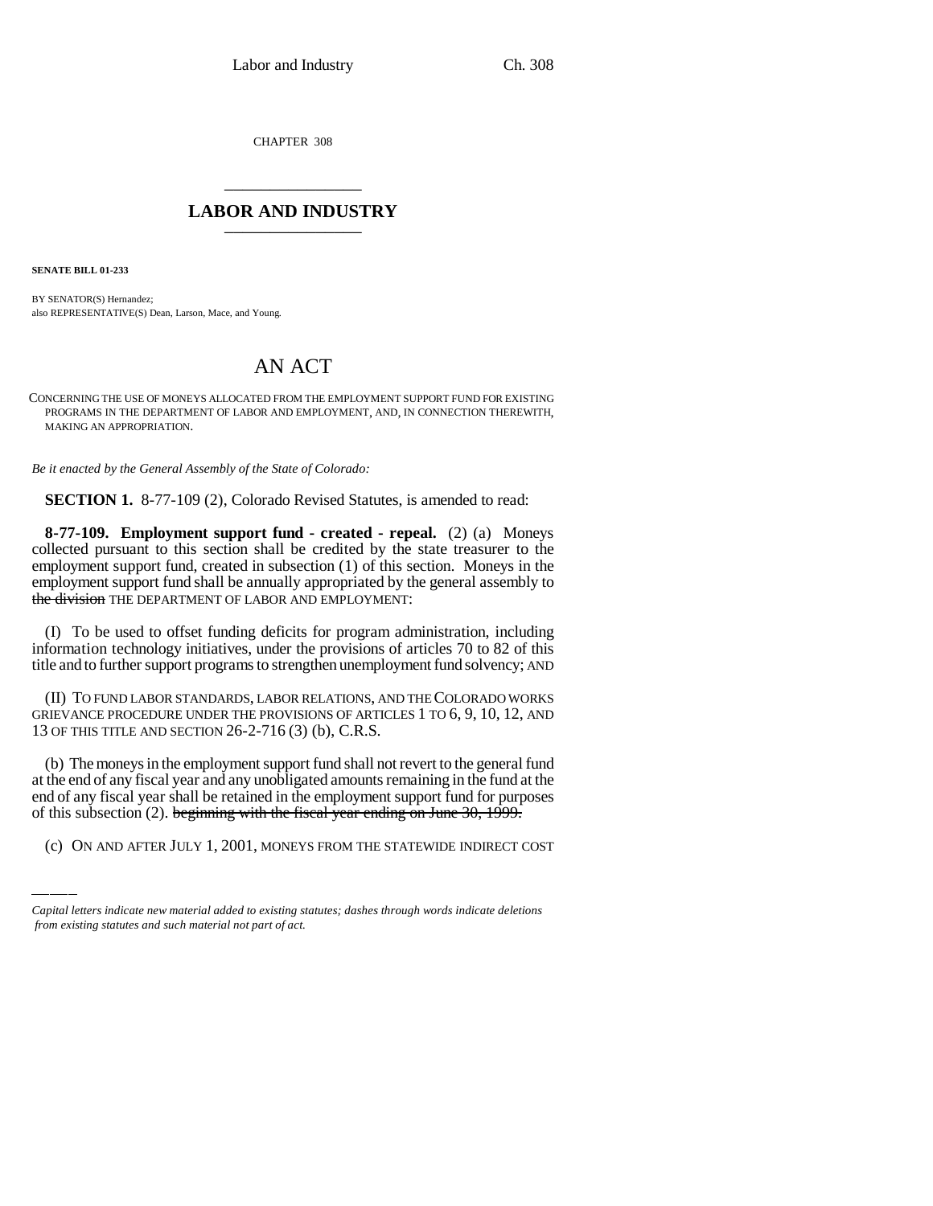CHAPTER 308

# LABOR AND INDUSTRY

**SENATE BILL 01-233**

BY SENATOR(S) Hernandez;
also REPRESENTATIVE(S) Dean, Larson, Mace, and Young.

# AN ACT

CONCERNING THE USE OF MONEYS ALLOCATED FROM THE EMPLOYMENT SUPPORT FUND FOR EXISTING PROGRAMS IN THE DEPARTMENT OF LABOR AND EMPLOYMENT, AND, IN CONNECTION THEREWITH, MAKING AN APPROPRIATION.

*Be it enacted by the General Assembly of the State of Colorado:*

**SECTION 1.** 8-77-109 (2), Colorado Revised Statutes, is amended to read:

**8-77-109. Employment support fund - created - repeal.** (2) (a) Moneys collected pursuant to this section shall be credited by the state treasurer to the employment support fund, created in subsection (1) of this section. Moneys in the employment support fund shall be annually appropriated by the general assembly to ~~the division~~ THE DEPARTMENT OF LABOR AND EMPLOYMENT:

(I) To be used to offset funding deficits for program administration, including information technology initiatives, under the provisions of articles 70 to 82 of this title and to further support programs to strengthen unemployment fund solvency; AND

(II) TO FUND LABOR STANDARDS, LABOR RELATIONS, AND THE COLORADO WORKS GRIEVANCE PROCEDURE UNDER THE PROVISIONS OF ARTICLES 1 TO 6, 9, 10, 12, AND 13 OF THIS TITLE AND SECTION 26-2-716 (3) (b), C.R.S.

(b) The moneys in the employment support fund shall not revert to the general fund at the end of any fiscal year and any unobligated amounts remaining in the fund at the end of any fiscal year shall be retained in the employment support fund for purposes of this subsection (2). ~~beginning with the fiscal year ending on June 30, 1999.~~

(c) ON AND AFTER JULY 1, 2001, MONEYS FROM THE STATEWIDE INDIRECT COST

*Capital letters indicate new material added to existing statutes; dashes through words indicate deletions from existing statutes and such material not part of act.*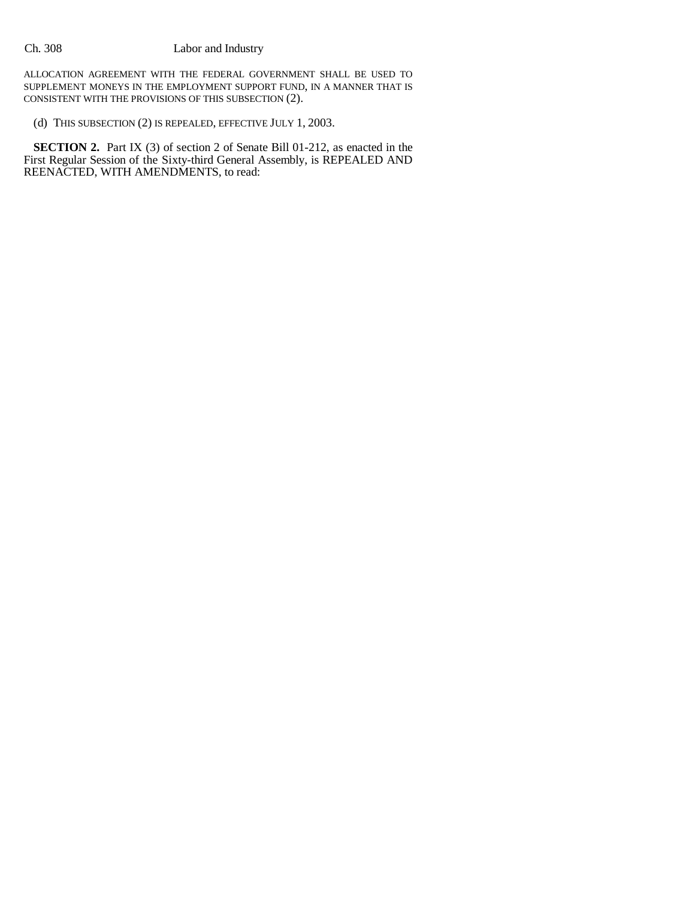ALLOCATION AGREEMENT WITH THE FEDERAL GOVERNMENT SHALL BE USED TO SUPPLEMENT MONEYS IN THE EMPLOYMENT SUPPORT FUND, IN A MANNER THAT IS CONSISTENT WITH THE PROVISIONS OF THIS SUBSECTION (2).

(d) THIS SUBSECTION (2) IS REPEALED, EFFECTIVE JULY 1, 2003.

**SECTION 2.** Part IX (3) of section 2 of Senate Bill 01-212, as enacted in the First Regular Session of the Sixty-third General Assembly, is REPEALED AND REENACTED, WITH AMENDMENTS, to read: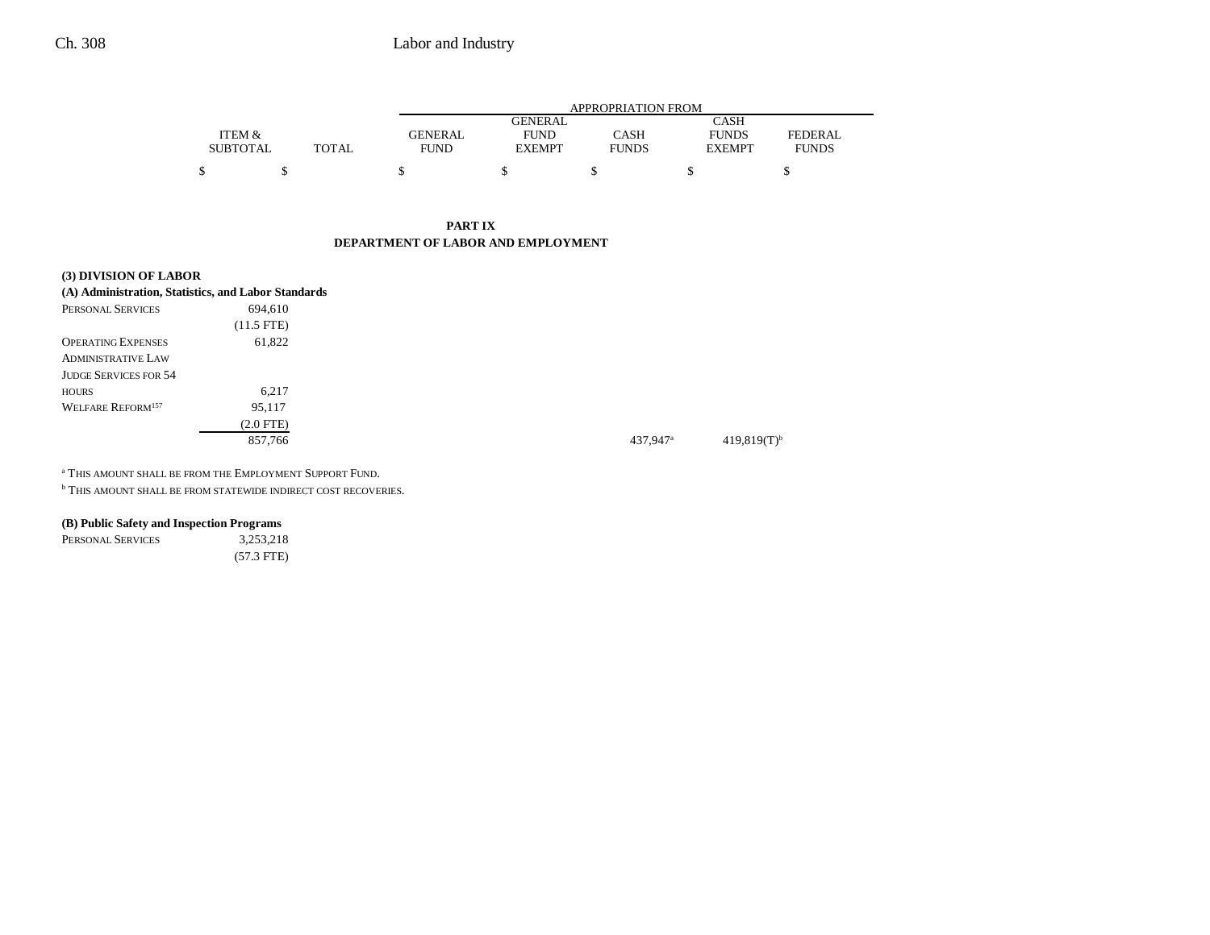| | ITEM & SUBTOTAL | TOTAL | GENERAL FUND | GENERAL FUND EXEMPT | CASH FUNDS | CASH FUNDS EXEMPT | FEDERAL FUNDS |
|---|---|---|---|---|---|---|---|
| | | | APPROPRIATION FROM | | | | |
| | $ | $ | $ | $ | $ | $ | $ |

## PART IX
## DEPARTMENT OF LABOR AND EMPLOYMENT

**(3) DIVISION OF LABOR**

**(A) Administration, Statistics, and Labor Standards**

| | ITEM & SUBTOTAL | TOTAL | GENERAL FUND | GENERAL FUND EXEMPT | CASH FUNDS | CASH FUNDS EXEMPT | FEDERAL FUNDS |
|---|---|---|---|---|---|---|---|
| Personal Services | 694,610 | | | | | | |
| | (11.5 FTE) | | | | | | |
| Operating Expenses | 61,822 | | | | | | |
| Administrative Law Judge Services for 54 hours | 6,217 | | | | | | |
| Welfare Reform[157] | 95,117 | | | | | | |
| | (2.0 FTE) | | | | | | |
| | 857,766 | | | | 437,947[a] | 419,819(T)[b] | |

[a] This amount shall be from the Employment Support Fund.

[b] This amount shall be from statewide indirect cost recoveries.

**(B) Public Safety and Inspection Programs**

| | ITEM & SUBTOTAL | TOTAL | GENERAL FUND | GENERAL FUND EXEMPT | CASH FUNDS | CASH FUNDS EXEMPT | FEDERAL FUNDS |
|---|---|---|---|---|---|---|---|
| Personal Services | 3,253,218 | | | | | | |
| | (57.3 FTE) | | | | | | |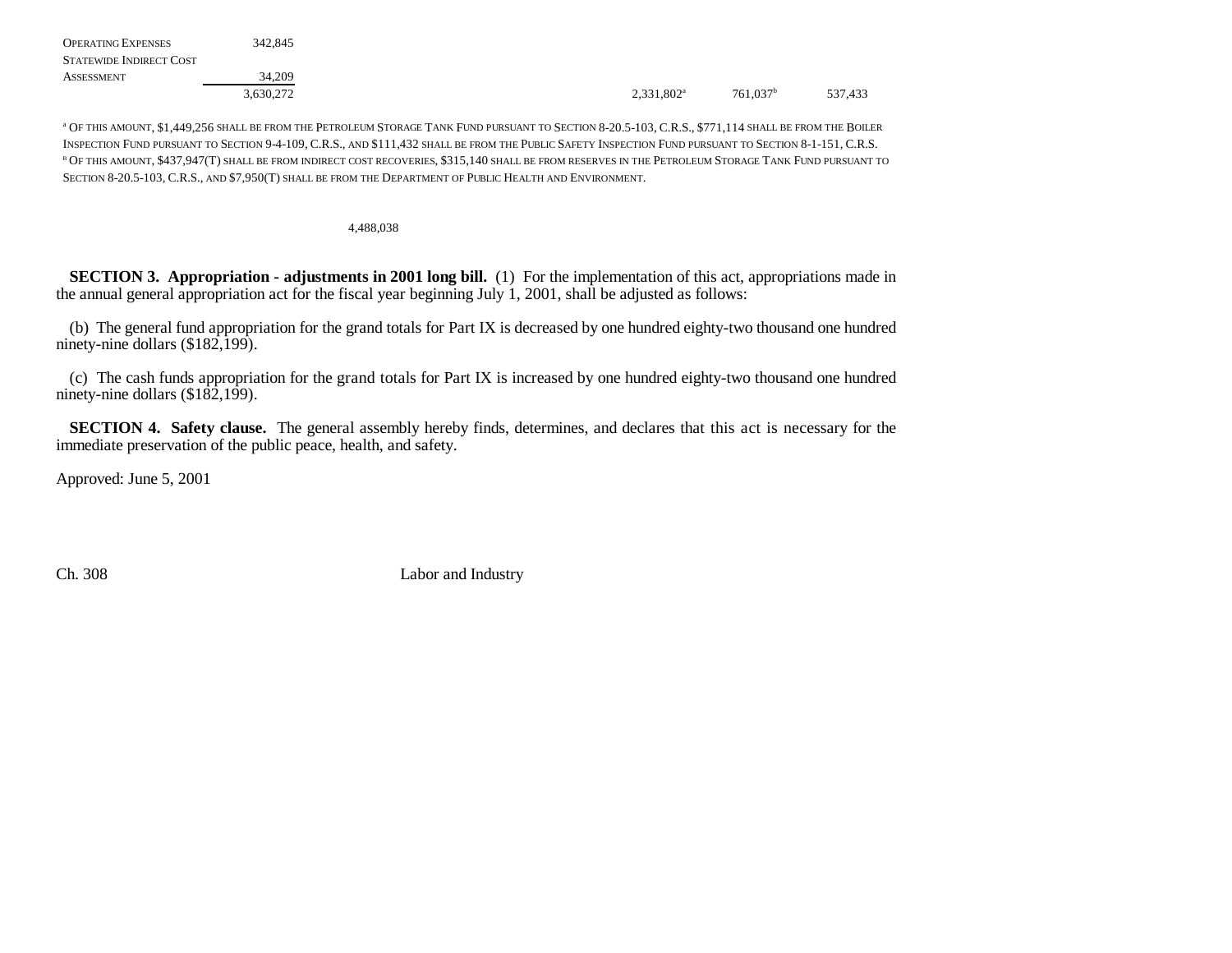| | | | | | |
|---|---|---|---|---|---|
| Operating Expenses | 342,845 | | | | |
| Statewide Indirect Cost Assessment | 34,209 | | | | |
| | 3,630,272 | | 2,331,802[a] | 761,037[b] | 537,433 |

[a] Of this amount, $1,449,256 shall be from the Petroleum Storage Tank Fund pursuant to Section 8-20.5-103, C.R.S., $771,114 shall be from the Boiler Inspection Fund pursuant to Section 9-4-109, C.R.S., and $111,432 shall be from the Public Safety Inspection Fund pursuant to Section 8-1-151, C.R.S.
[b] Of this amount, $437,947(T) shall be from indirect cost recoveries, $315,140 shall be from reserves in the Petroleum Storage Tank Fund pursuant to Section 8-20.5-103, C.R.S., and $7,950(T) shall be from the Department of Public Health and Environment.

4,488,038

**SECTION 3. Appropriation - adjustments in 2001 long bill.** (1) For the implementation of this act, appropriations made in the annual general appropriation act for the fiscal year beginning July 1, 2001, shall be adjusted as follows:

(b) The general fund appropriation for the grand totals for Part IX is decreased by one hundred eighty-two thousand one hundred ninety-nine dollars ($182,199).

(c) The cash funds appropriation for the grand totals for Part IX is increased by one hundred eighty-two thousand one hundred ninety-nine dollars ($182,199).

**SECTION 4. Safety clause.** The general assembly hereby finds, determines, and declares that this act is necessary for the immediate preservation of the public peace, health, and safety.

Approved: June 5, 2001